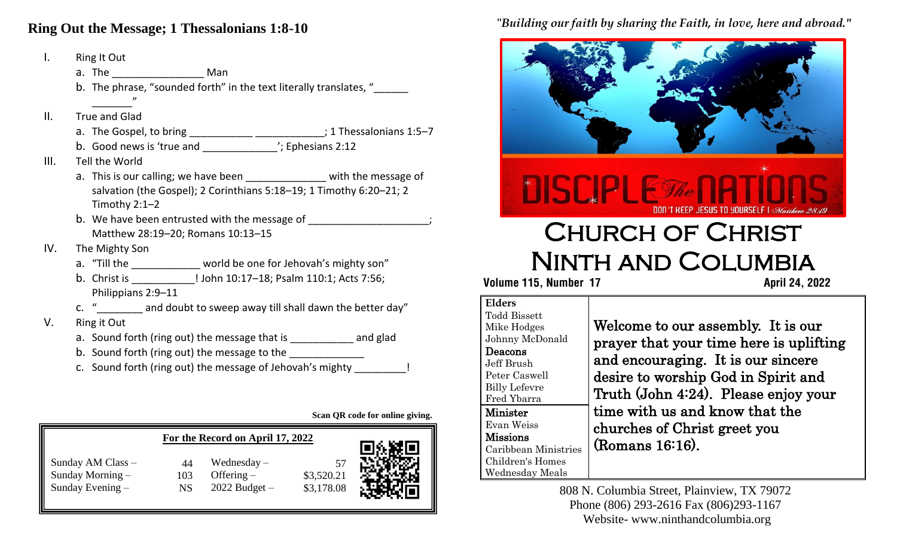## Ring Out the Message; 1 Thessalonians 1:8-10

I. Ring It Out
   a. The ________________ Man
   b. The phrase, "sounded forth" in the text literally translates, "______ _______"

II. True and Glad
   a. The Gospel, to bring ___________ ____________; 1 Thessalonians 1:5–7
   b. Good news is 'true and _____________'; Ephesians 2:12

III. Tell the World
   a. This is our calling; we have been ______________ with the message of salvation (the Gospel); 2 Corinthians 5:18–19; 1 Timothy 6:20–21; 2 Timothy 2:1–2
   b. We have been entrusted with the message of _____________________; Matthew 28:19–20; Romans 10:13–15

IV. The Mighty Son
   a. "Till the ____________ world be one for Jehovah's mighty son"
   b. Christ is ___________! John 10:17–18; Psalm 110:1; Acts 7:56; Philippians 2:9–11
   c. "________ and doubt to sweep away till shall dawn the better day"

V. Ring it Out
   a. Sound forth (ring out) the message that is ___________ and glad
   b. Sound forth (ring out) the message to the _____________
   c. Sound forth (ring out) the message of Jehovah's mighty _________!

**Scan QR code for online giving.**

**For the Record on April 17, 2022**

| | | | |
|---|---|---|---|
| Sunday AM Class – | 44 | Wednesday – | 57 |
| Sunday Morning – | 103 | Offering – | $3,520.21 |
| Sunday Evening – | NS | 2022 Budget – | $3,178.08 |

*"Building our faith by sharing the Faith, in love, here and abroad."*

DISCIPLE *The* NATIONS
DON'T KEEP JESUS TO YOURSELF | *Matthew 28:19*

# Church of Christ Ninth and Columbia

**Volume 115, Number 17** **April 24, 2022**

| | |
|---|---|
| **Elders**<br>Todd Bissett<br>Mike Hodges<br>Johnny McDonald<br>**Deacons**<br>Jeff Brush<br>Peter Caswell<br>Billy Lefevre<br>Fred Ybarra<br>**Minister**<br>Evan Weiss<br>**Missions**<br>Caribbean Ministries<br>Children's Homes<br>Wednesday Meals | Welcome to our assembly. It is our prayer that your time here is uplifting and encouraging. It is our sincere desire to worship God in Spirit and Truth (John 4:24). Please enjoy your time with us and know that the churches of Christ greet you (Romans 16:16). |

808 N. Columbia Street, Plainview, TX 79072
Phone (806) 293-2616 Fax (806)293-1167
Website- www.ninthandcolumbia.org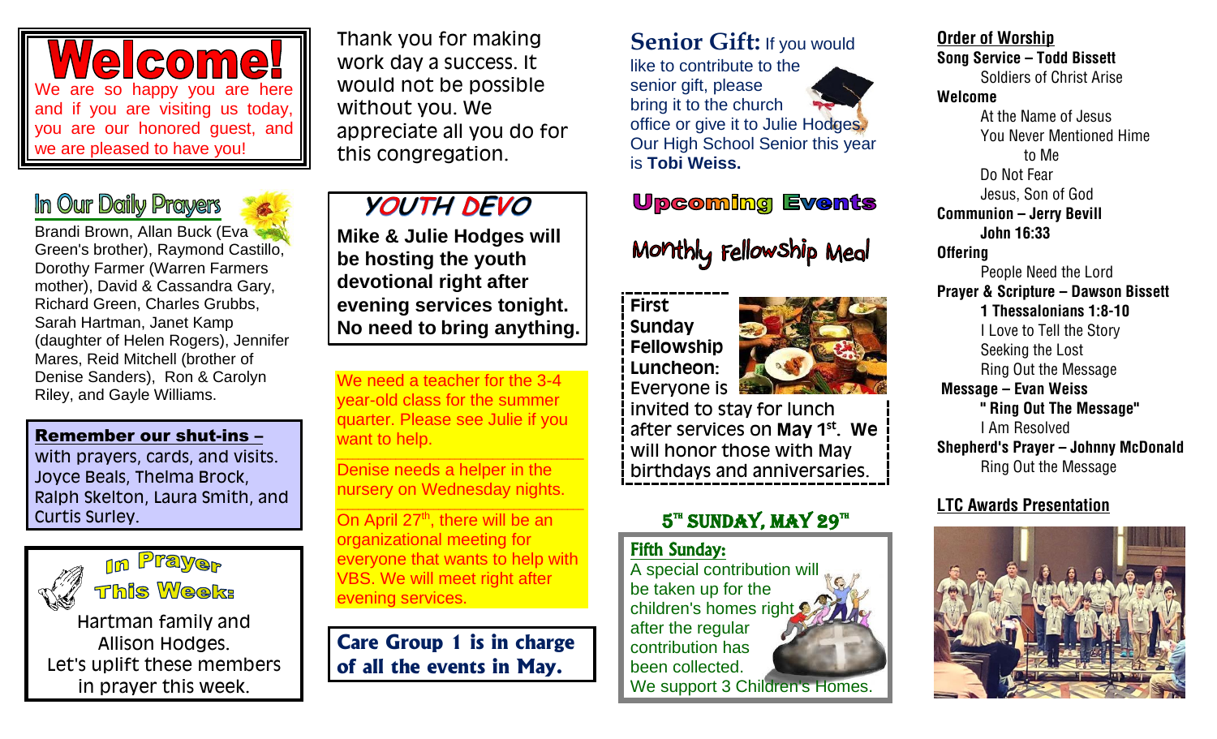# Welcome!

We are so happy you are here and if you are visiting us today, you are our honored guest, and we are pleased to have you!

## In Our Daily Prayers

Brandi Brown, Allan Buck (Eva Green's brother), Raymond Castillo, Dorothy Farmer (Warren Farmers mother), David & Cassandra Gary, Richard Green, Charles Grubbs, Sarah Hartman, Janet Kamp (daughter of Helen Rogers), Jennifer Mares, Reid Mitchell (brother of Denise Sanders), Ron & Carolyn Riley, and Gayle Williams.

**Remember our shut-ins –** with prayers, cards, and visits. Joyce Beals, Thelma Brock, Ralph Skelton, Laura Smith, and Curtis Surley.

## In Prayer This Week:

Hartman family and Allison Hodges. Let's uplift these members in prayer this week.

Thank you for making work day a success. It would not be possible without you. We appreciate all you do for this congregation.

## YOUTH DEVO

**Mike & Julie Hodges will be hosting the youth devotional right after evening services tonight. No need to bring anything.**

We need a teacher for the 3-4 year-old class for the summer quarter. Please see Julie if you want to help.

Denise needs a helper in the nursery on Wednesday nights.

On April 27th, there will be an organizational meeting for everyone that wants to help with VBS. We will meet right after evening services.

**Care Group 1 is in charge of all the events in May.**

**Senior Gift:** If you would like to contribute to the senior gift, please bring it to the church office or give it to Julie Hodges. Our High School Senior this year is **Tobi Weiss.**

## Upcoming Events

### Monthly Fellowship Meal

**First Sunday Fellowship Luncheon:** Everyone is invited to stay for lunch after services on **May 1st**. **We** will honor those with May birthdays and anniversaries.

### 5th SUNDAY, MAY 29th

**Fifth Sunday:** A special contribution will be taken up for the children's homes right after the regular contribution has been collected. We support 3 Children's Homes.

## Order of Worship

**Song Service – Todd Bissett**
- Soldiers of Christ Arise

**Welcome**
- At the Name of Jesus
- You Never Mentioned Hime to Me
- Do Not Fear
- Jesus, Son of God

**Communion – Jerry Bevill**
- **John 16:33**

**Offering**
- People Need the Lord

**Prayer & Scripture – Dawson Bissett**
- **1 Thessalonians 1:8-10**
- I Love to Tell the Story
- Seeking the Lost
- Ring Out the Message

**Message – Evan Weiss**
- **" Ring Out The Message"**
- I Am Resolved

**Shepherd's Prayer – Johnny McDonald**
- Ring Out the Message

## LTC Awards Presentation